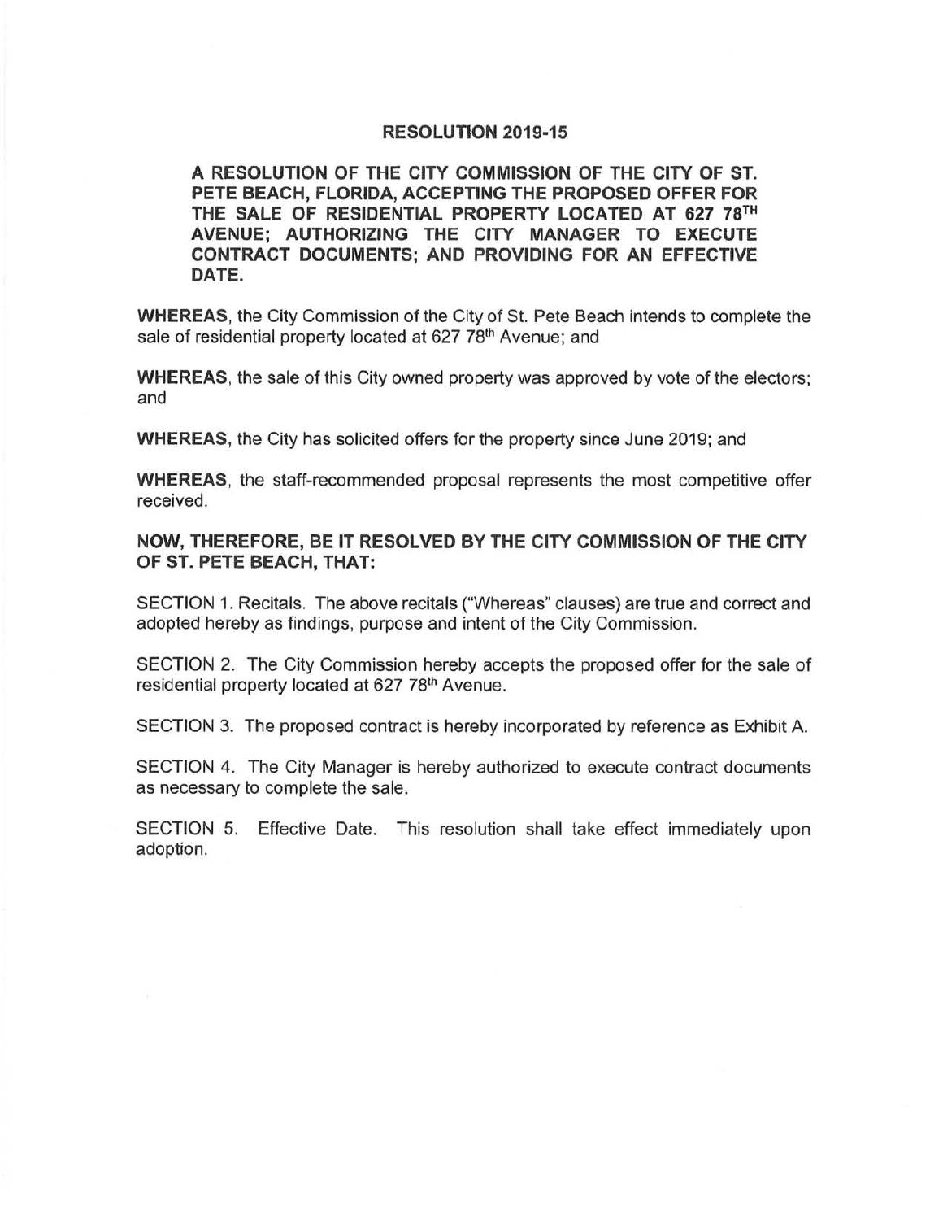# RESOLUTION 2019-15

**A RESOLUTION OF THE CITY COMMISSION OF THE CITY OF ST. PETE BEACH, FLORIDA, ACCEPTING THE PROPOSED OFFER FOR THE SALE OF RESIDENTIAL PROPERTY LOCATED AT 627 78TH AVENUE; AUTHORIZING THE CITY MANAGER TO EXECUTE CONTRACT DOCUMENTS; AND PROVIDING FOR AN EFFECTIVE DATE.**

**WHEREAS**, the City Commission of the City of St. Pete Beach intends to complete the sale of residential property located at 627 78th Avenue; and

**WHEREAS**, the sale of this City owned property was approved by vote of the electors; and

**WHEREAS**, the City has solicited offers for the property since June 2019; and

**WHEREAS**, the staff-recommended proposal represents the most competitive offer received.

**NOW, THEREFORE, BE IT RESOLVED BY THE CITY COMMISSION OF THE CITY OF ST. PETE BEACH, THAT:**

SECTION 1. Recitals. The above recitals ("Whereas" clauses) are true and correct and adopted hereby as findings, purpose and intent of the City Commission.

SECTION 2. The City Commission hereby accepts the proposed offer for the sale of residential property located at 627 78th Avenue.

SECTION 3. The proposed contract is hereby incorporated by reference as Exhibit A.

SECTION 4. The City Manager is hereby authorized to execute contract documents as necessary to complete the sale.

SECTION 5. Effective Date. This resolution shall take effect immediately upon adoption.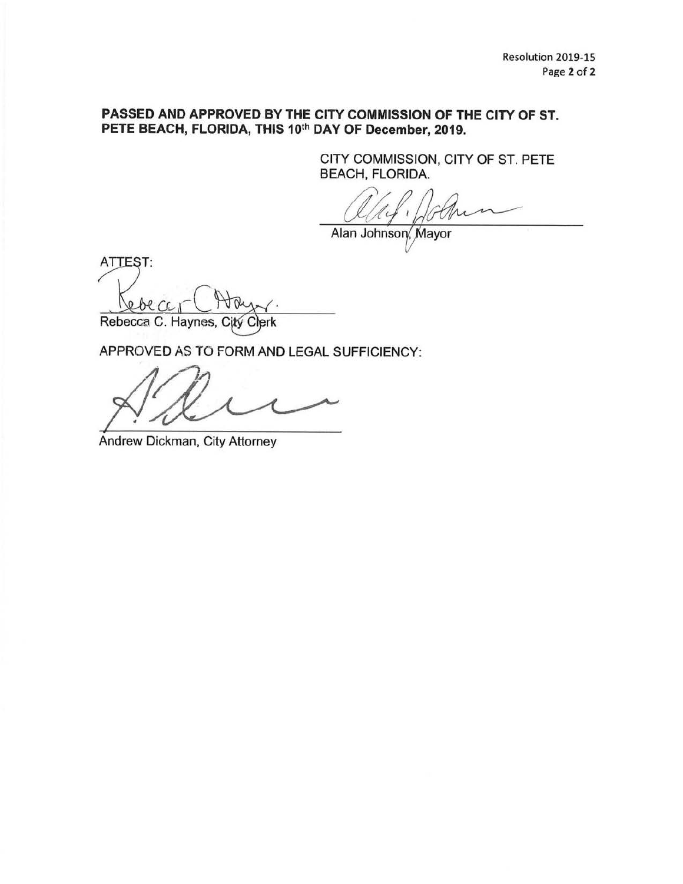**PASSED AND APPROVED BY THE CITY COMMISSION OF THE CITY OF ST. PETE BEACH, FLORIDA, THIS 10th DAY OF December, 2019.**

CITY COMMISSION, CITY OF ST. PETE BEACH, FLORIDA.

Alan Johnson, Mayor

ATTEST:

Rebecca C. Haynes, City Clerk

APPROVED AS TO FORM AND LEGAL SUFFICIENCY:

Andrew Dickman, City Attorney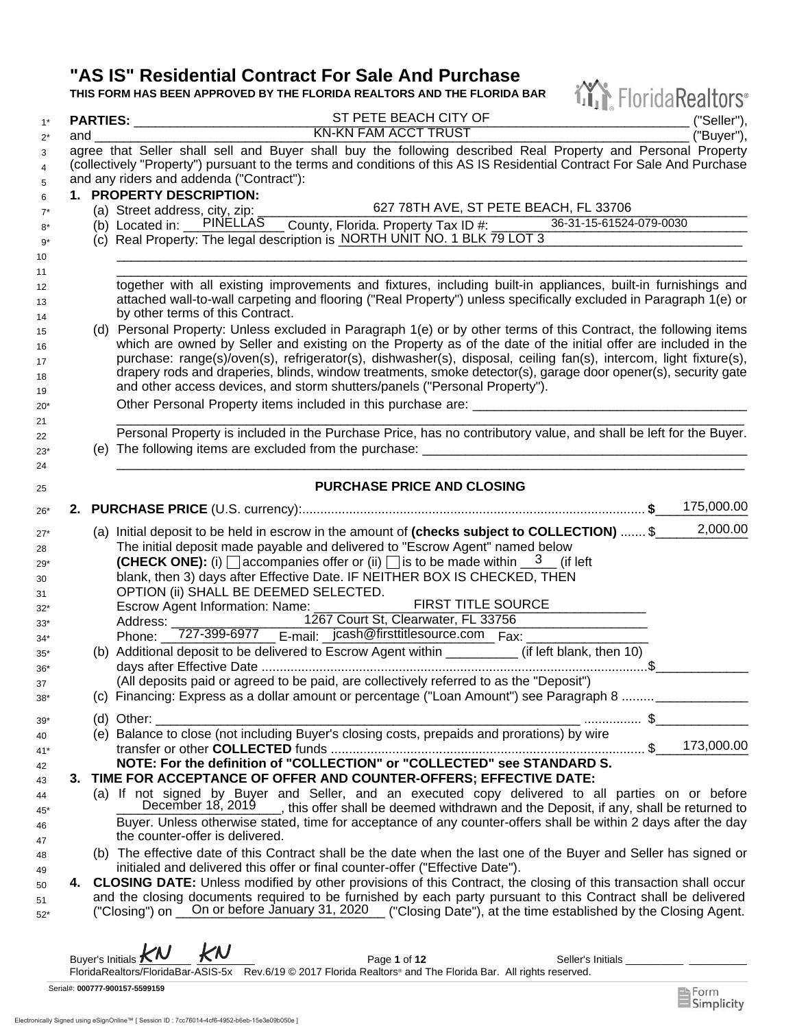# "AS IS" Residential Contract For Sale And Purchase

**THIS FORM HAS BEEN APPROVED BY THE FLORIDA REALTORS AND THE FLORIDA BAR**

**PARTIES:** ST PETE BEACH CITY OF ("Seller"),
and KN-KN FAM ACCT TRUST ("Buyer"),
agree that Seller shall sell and Buyer shall buy the following described Real Property and Personal Property (collectively "Property") pursuant to the terms and conditions of this AS IS Residential Contract For Sale And Purchase and any riders and addenda ("Contract"):

**1. PROPERTY DESCRIPTION:**

(a) Street address, city, zip: 627 78TH AVE, ST PETE BEACH, FL 33706

(b) Located in: PINELLAS County, Florida. Property Tax ID #: 36-31-15-61524-079-0030

(c) Real Property: The legal description is NORTH UNIT NO. 1 BLK 79 LOT 3

together with all existing improvements and fixtures, including built-in appliances, built-in furnishings and attached wall-to-wall carpeting and flooring ("Real Property") unless specifically excluded in Paragraph 1(e) or by other terms of this Contract.

(d) Personal Property: Unless excluded in Paragraph 1(e) or by other terms of this Contract, the following items which are owned by Seller and existing on the Property as of the date of the initial offer are included in the purchase: range(s)/oven(s), refrigerator(s), dishwasher(s), disposal, ceiling fan(s), intercom, light fixture(s), drapery rods and draperies, blinds, window treatments, smoke detector(s), garage door opener(s), security gate and other access devices, and storm shutters/panels ("Personal Property").

Other Personal Property items included in this purchase are: ______

Personal Property is included in the Purchase Price, has no contributory value, and shall be left for the Buyer.

(e) The following items are excluded from the purchase: ______

## PURCHASE PRICE AND CLOSING

**2. PURCHASE PRICE** (U.S. currency): ........ $ 175,000.00

(a) Initial deposit to be held in escrow in the amount of **(checks subject to COLLECTION)** ....... $ 2,000.00
The initial deposit made payable and delivered to "Escrow Agent" named below
**(CHECK ONE):** (i) ☐ accompanies offer or (ii) ☐ is to be made within 3 (if left blank, then 3) days after Effective Date. IF NEITHER BOX IS CHECKED, THEN OPTION (ii) SHALL BE DEEMED SELECTED.
Escrow Agent Information: Name: FIRST TITLE SOURCE
Address: 1267 Court St, Clearwater, FL 33756
Phone: 727-399-6977 E-mail: jcash@firsttitlesource.com Fax: ______

(b) Additional deposit to be delivered to Escrow Agent within ______ (if left blank, then 10) days after Effective Date ........ $______
(All deposits paid or agreed to be paid, are collectively referred to as the "Deposit")

(c) Financing: Express as a dollar amount or percentage ("Loan Amount") see Paragraph 8 ......... ______

(d) Other: ______ ........ $______

(e) Balance to close (not including Buyer's closing costs, prepaids and prorations) by wire transfer or other **COLLECTED** funds ........ $ 173,000.00

**NOTE: For the definition of "COLLECTION" or "COLLECTED" see STANDARD S.**

**3. TIME FOR ACCEPTANCE OF OFFER AND COUNTER-OFFERS; EFFECTIVE DATE:**

(a) If not signed by Buyer and Seller, and an executed copy delivered to all parties on or before December 18, 2019, this offer shall be deemed withdrawn and the Deposit, if any, shall be returned to Buyer. Unless otherwise stated, time for acceptance of any counter-offers shall be within 2 days after the day the counter-offer is delivered.

(b) The effective date of this Contract shall be the date when the last one of the Buyer and Seller has signed or initialed and delivered this offer or final counter-offer ("Effective Date").

**4. CLOSING DATE:** Unless modified by other provisions of this Contract, the closing of this transaction shall occur and the closing documents required to be furnished by each party pursuant to this Contract shall be delivered ("Closing") on On or before January 31, 2020 ("Closing Date"), at the time established by the Closing Agent.

Buyer's Initials KN KN Seller's Initials ______ ______

FloridaRealtors/FloridaBar-ASIS-5x Rev.6/19 © 2017 Florida Realtors® and The Florida Bar. All rights reserved.

Serial#: 000777-900157-5599159

Electronically Signed using eSignOnline™ [ Session ID : 7cc76014-4cf6-4952-b6eb-15e3e09b050e ]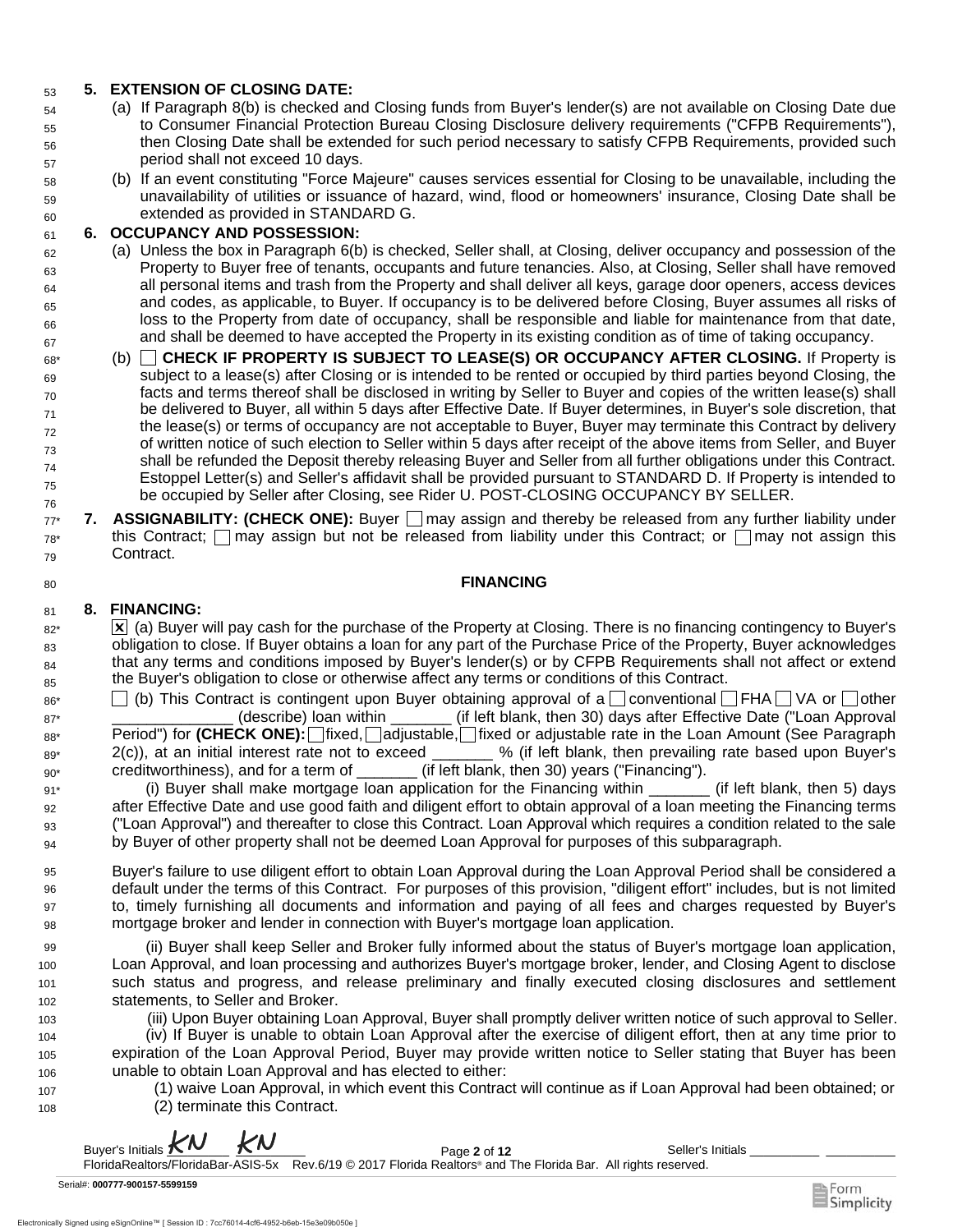**5. EXTENSION OF CLOSING DATE:**

(a) If Paragraph 8(b) is checked and Closing funds from Buyer's lender(s) are not available on Closing Date due to Consumer Financial Protection Bureau Closing Disclosure delivery requirements ("CFPB Requirements"), then Closing Date shall be extended for such period necessary to satisfy CFPB Requirements, provided such period shall not exceed 10 days.

(b) If an event constituting "Force Majeure" causes services essential for Closing to be unavailable, including the unavailability of utilities or issuance of hazard, wind, flood or homeowners' insurance, Closing Date shall be extended as provided in STANDARD G.

**6. OCCUPANCY AND POSSESSION:**

(a) Unless the box in Paragraph 6(b) is checked, Seller shall, at Closing, deliver occupancy and possession of the Property to Buyer free of tenants, occupants and future tenancies. Also, at Closing, Seller shall have removed all personal items and trash from the Property and shall deliver all keys, garage door openers, access devices and codes, as applicable, to Buyer. If occupancy is to be delivered before Closing, Buyer assumes all risks of loss to the Property from date of occupancy, shall be responsible and liable for maintenance from that date, and shall be deemed to have accepted the Property in its existing condition as of time of taking occupancy.

(b) ☐ **CHECK IF PROPERTY IS SUBJECT TO LEASE(S) OR OCCUPANCY AFTER CLOSING.** If Property is subject to a lease(s) after Closing or is intended to be rented or occupied by third parties beyond Closing, the facts and terms thereof shall be disclosed in writing by Seller to Buyer and copies of the written lease(s) shall be delivered to Buyer, all within 5 days after Effective Date. If Buyer determines, in Buyer's sole discretion, that the lease(s) or terms of occupancy are not acceptable to Buyer, Buyer may terminate this Contract by delivery of written notice of such election to Seller within 5 days after receipt of the above items from Seller, and Buyer shall be refunded the Deposit thereby releasing Buyer and Seller from all further obligations under this Contract. Estoppel Letter(s) and Seller's affidavit shall be provided pursuant to STANDARD D. If Property is intended to be occupied by Seller after Closing, see Rider U. POST-CLOSING OCCUPANCY BY SELLER.

**7. ASSIGNABILITY: (CHECK ONE):** Buyer ☐ may assign and thereby be released from any further liability under this Contract; ☐ may assign but not be released from liability under this Contract; or ☐ may not assign this Contract.

**FINANCING**

**8. FINANCING:**

☒ (a) Buyer will pay cash for the purchase of the Property at Closing. There is no financing contingency to Buyer's obligation to close. If Buyer obtains a loan for any part of the Purchase Price of the Property, Buyer acknowledges that any terms and conditions imposed by Buyer's lender(s) or by CFPB Requirements shall not affect or extend the Buyer's obligation to close or otherwise affect any terms or conditions of this Contract.

☐ (b) This Contract is contingent upon Buyer obtaining approval of a ☐ conventional ☐ FHA ☐ VA or ☐ other ______________ (describe) loan within _______ (if left blank, then 30) days after Effective Date ("Loan Approval Period") for **(CHECK ONE):** ☐ fixed, ☐ adjustable, ☐ fixed or adjustable rate in the Loan Amount (See Paragraph 2(c)), at an initial interest rate not to exceed _______ % (if left blank, then prevailing rate based upon Buyer's creditworthiness), and for a term of _______ (if left blank, then 30) years ("Financing").

(i) Buyer shall make mortgage loan application for the Financing within _______ (if left blank, then 5) days after Effective Date and use good faith and diligent effort to obtain approval of a loan meeting the Financing terms ("Loan Approval") and thereafter to close this Contract. Loan Approval which requires a condition related to the sale by Buyer of other property shall not be deemed Loan Approval for purposes of this subparagraph.

Buyer's failure to use diligent effort to obtain Loan Approval during the Loan Approval Period shall be considered a default under the terms of this Contract. For purposes of this provision, "diligent effort" includes, but is not limited to, timely furnishing all documents and information and paying of all fees and charges requested by Buyer's mortgage broker and lender in connection with Buyer's mortgage loan application.

(ii) Buyer shall keep Seller and Broker fully informed about the status of Buyer's mortgage loan application, Loan Approval, and loan processing and authorizes Buyer's mortgage broker, lender, and Closing Agent to disclose such status and progress, and release preliminary and finally executed closing disclosures and settlement statements, to Seller and Broker.

(iii) Upon Buyer obtaining Loan Approval, Buyer shall promptly deliver written notice of such approval to Seller.

(iv) If Buyer is unable to obtain Loan Approval after the exercise of diligent effort, then at any time prior to expiration of the Loan Approval Period, Buyer may provide written notice to Seller stating that Buyer has been unable to obtain Loan Approval and has elected to either:

(1) waive Loan Approval, in which event this Contract will continue as if Loan Approval had been obtained; or

(2) terminate this Contract.

Buyer's Initials KN KN Seller's Initials _________ _________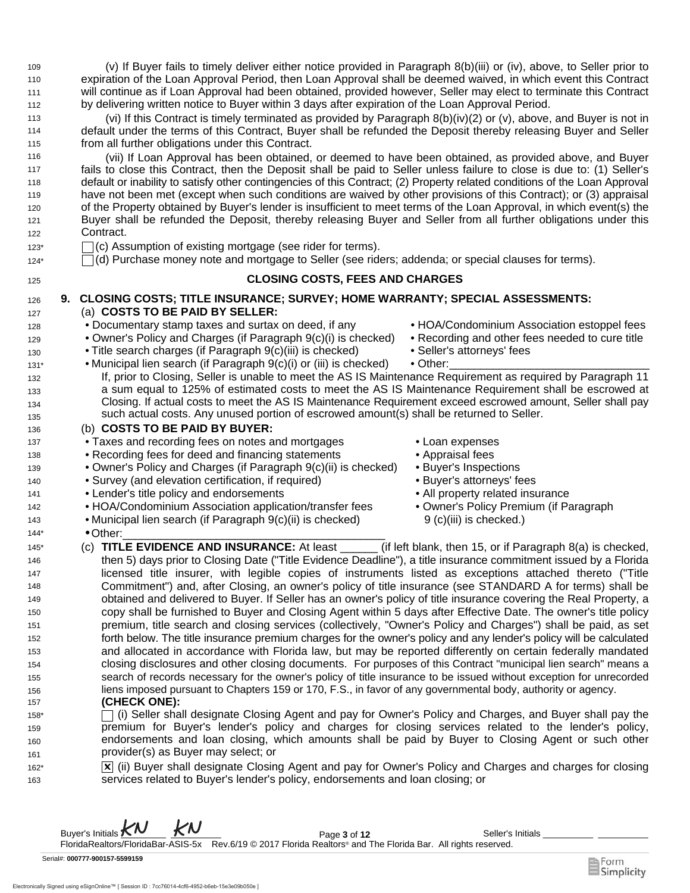(v) If Buyer fails to timely deliver either notice provided in Paragraph 8(b)(iii) or (iv), above, to Seller prior to expiration of the Loan Approval Period, then Loan Approval shall be deemed waived, in which event this Contract will continue as if Loan Approval had been obtained, provided however, Seller may elect to terminate this Contract by delivering written notice to Buyer within 3 days after expiration of the Loan Approval Period.

(vi) If this Contract is timely terminated as provided by Paragraph 8(b)(iv)(2) or (v), above, and Buyer is not in default under the terms of this Contract, Buyer shall be refunded the Deposit thereby releasing Buyer and Seller from all further obligations under this Contract.

(vii) If Loan Approval has been obtained, or deemed to have been obtained, as provided above, and Buyer fails to close this Contract, then the Deposit shall be paid to Seller unless failure to close is due to: (1) Seller's default or inability to satisfy other contingencies of this Contract; (2) Property related conditions of the Loan Approval have not been met (except when such conditions are waived by other provisions of this Contract); or (3) appraisal of the Property obtained by Buyer's lender is insufficient to meet terms of the Loan Approval, in which event(s) the Buyer shall be refunded the Deposit, thereby releasing Buyer and Seller from all further obligations under this Contract.

☐ (c) Assumption of existing mortgage (see rider for terms).

☐ (d) Purchase money note and mortgage to Seller (see riders; addenda; or special clauses for terms).

## CLOSING COSTS, FEES AND CHARGES

**9. CLOSING COSTS; TITLE INSURANCE; SURVEY; HOME WARRANTY; SPECIAL ASSESSMENTS:**

(a) **COSTS TO BE PAID BY SELLER:**

- Documentary stamp taxes and surtax on deed, if any
- Owner's Policy and Charges (if Paragraph 9(c)(i) is checked)
- Title search charges (if Paragraph 9(c)(iii) is checked)
- Municipal lien search (if Paragraph 9(c)(i) or (iii) is checked)
- HOA/Condominium Association estoppel fees
- Recording and other fees needed to cure title
- Seller's attorneys' fees
- Other:\_\_\_\_\_\_\_\_\_\_\_\_\_\_\_\_\_\_\_\_\_\_\_\_\_\_\_\_\_\_

If, prior to Closing, Seller is unable to meet the AS IS Maintenance Requirement as required by Paragraph 11 a sum equal to 125% of estimated costs to meet the AS IS Maintenance Requirement shall be escrowed at Closing. If actual costs to meet the AS IS Maintenance Requirement exceed escrowed amount, Seller shall pay such actual costs. Any unused portion of escrowed amount(s) shall be returned to Seller.

(b) **COSTS TO BE PAID BY BUYER:**

- Taxes and recording fees on notes and mortgages
- Recording fees for deed and financing statements
- Owner's Policy and Charges (if Paragraph 9(c)(ii) is checked)
- Survey (and elevation certification, if required)
- Lender's title policy and endorsements
- HOA/Condominium Association application/transfer fees
- Municipal lien search (if Paragraph 9(c)(ii) is checked)
- Other:\_\_\_\_\_\_\_\_\_\_\_\_\_\_\_\_\_\_\_\_\_\_\_\_\_\_\_\_\_\_
- Loan expenses
- Appraisal fees
- Buyer's Inspections
- Buyer's attorneys' fees
- All property related insurance
- Owner's Policy Premium (if Paragraph 9 (c)(iii) is checked.)

(c) **TITLE EVIDENCE AND INSURANCE:** At least \_\_\_\_\_\_ (if left blank, then 15, or if Paragraph 8(a) is checked, then 5) days prior to Closing Date ("Title Evidence Deadline"), a title insurance commitment issued by a Florida licensed title insurer, with legible copies of instruments listed as exceptions attached thereto ("Title Commitment") and, after Closing, an owner's policy of title insurance (see STANDARD A for terms) shall be obtained and delivered to Buyer. If Seller has an owner's policy of title insurance covering the Real Property, a copy shall be furnished to Buyer and Closing Agent within 5 days after Effective Date. The owner's title policy premium, title search and closing services (collectively, "Owner's Policy and Charges") shall be paid, as set forth below. The title insurance premium charges for the owner's policy and any lender's policy will be calculated and allocated in accordance with Florida law, but may be reported differently on certain federally mandated closing disclosures and other closing documents. For purposes of this Contract "municipal lien search" means a search of records necessary for the owner's policy of title insurance to be issued without exception for unrecorded liens imposed pursuant to Chapters 159 or 170, F.S., in favor of any governmental body, authority or agency.

**(CHECK ONE):**

☐ (i) Seller shall designate Closing Agent and pay for Owner's Policy and Charges, and Buyer shall pay the premium for Buyer's lender's policy and charges for closing services related to the lender's policy, endorsements and loan closing, which amounts shall be paid by Buyer to Closing Agent or such other provider(s) as Buyer may select; or

☒ (ii) Buyer shall designate Closing Agent and pay for Owner's Policy and Charges and charges for closing services related to Buyer's lender's policy, endorsements and loan closing; or

Buyer's Initials KN KN    Seller's Initials \_\_\_\_\_\_\_\_ \_\_\_\_\_\_\_\_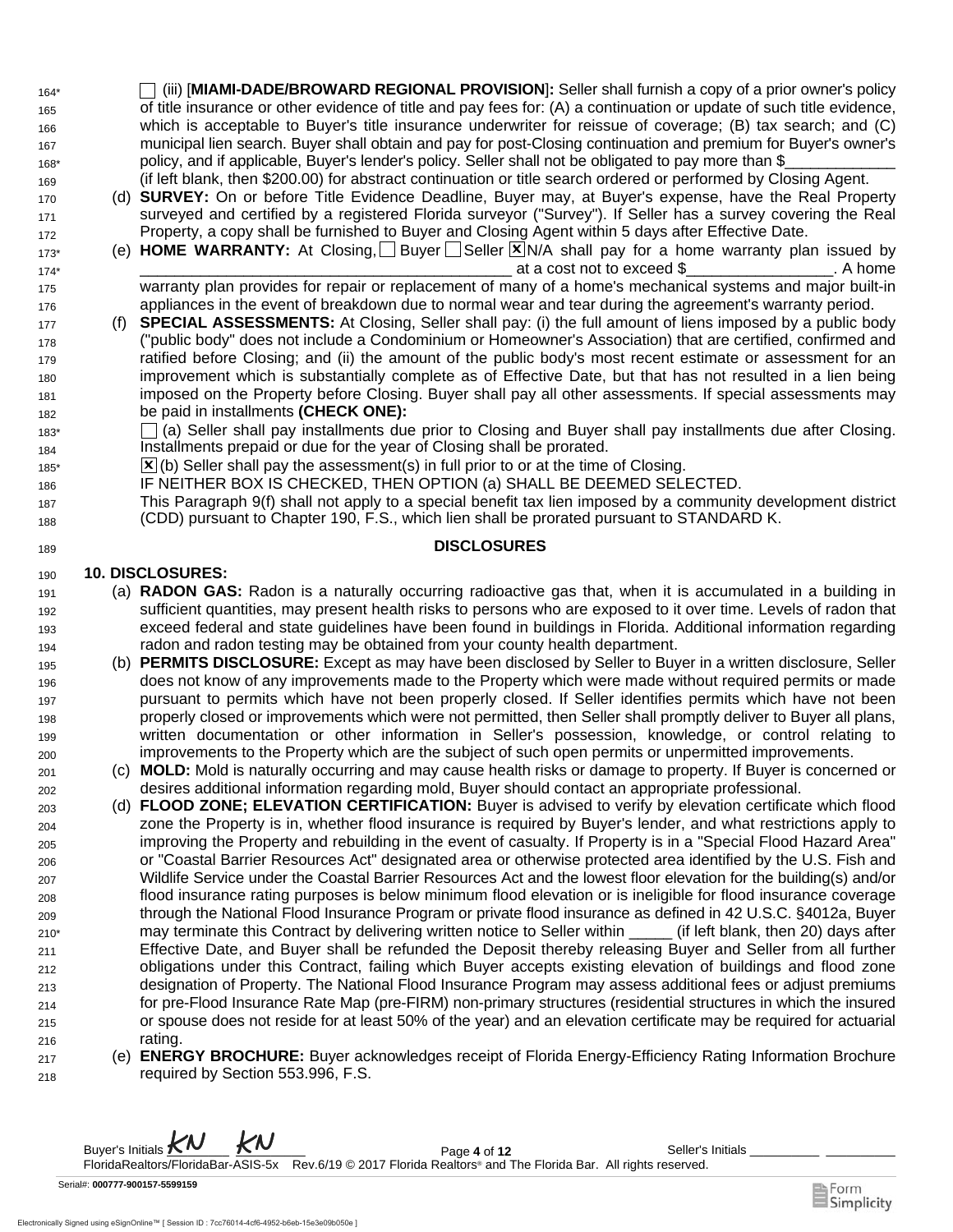☐ (iii) [**MIAMI-DADE/BROWARD REGIONAL PROVISION**]**:** Seller shall furnish a copy of a prior owner's policy of title insurance or other evidence of title and pay fees for: (A) a continuation or update of such title evidence, which is acceptable to Buyer's title insurance underwriter for reissue of coverage; (B) tax search; and (C) municipal lien search. Buyer shall obtain and pay for post-Closing continuation and premium for Buyer's owner's policy, and if applicable, Buyer's lender's policy. Seller shall not be obligated to pay more than $____________ (if left blank, then $200.00) for abstract continuation or title search ordered or performed by Closing Agent.

(d) **SURVEY:** On or before Title Evidence Deadline, Buyer may, at Buyer's expense, have the Real Property surveyed and certified by a registered Florida surveyor ("Survey"). If Seller has a survey covering the Real Property, a copy shall be furnished to Buyer and Closing Agent within 5 days after Effective Date.

(e) **HOME WARRANTY:** At Closing, ☐ Buyer ☐ Seller ☒ N/A shall pay for a home warranty plan issued by ________________________________________ at a cost not to exceed $________________. A home warranty plan provides for repair or replacement of many of a home's mechanical systems and major built-in appliances in the event of breakdown due to normal wear and tear during the agreement's warranty period.

(f) **SPECIAL ASSESSMENTS:** At Closing, Seller shall pay: (i) the full amount of liens imposed by a public body ("public body" does not include a Condominium or Homeowner's Association) that are certified, confirmed and ratified before Closing; and (ii) the amount of the public body's most recent estimate or assessment for an improvement which is substantially complete as of Effective Date, but that has not resulted in a lien being imposed on the Property before Closing. Buyer shall pay all other assessments. If special assessments may be paid in installments **(CHECK ONE):**

☐ (a) Seller shall pay installments due prior to Closing and Buyer shall pay installments due after Closing. Installments prepaid or due for the year of Closing shall be prorated.

☒ (b) Seller shall pay the assessment(s) in full prior to or at the time of Closing.

IF NEITHER BOX IS CHECKED, THEN OPTION (a) SHALL BE DEEMED SELECTED.

This Paragraph 9(f) shall not apply to a special benefit tax lien imposed by a community development district (CDD) pursuant to Chapter 190, F.S., which lien shall be prorated pursuant to STANDARD K.

## DISCLOSURES

**10. DISCLOSURES:**

(a) **RADON GAS:** Radon is a naturally occurring radioactive gas that, when it is accumulated in a building in sufficient quantities, may present health risks to persons who are exposed to it over time. Levels of radon that exceed federal and state guidelines have been found in buildings in Florida. Additional information regarding radon and radon testing may be obtained from your county health department.

(b) **PERMITS DISCLOSURE:** Except as may have been disclosed by Seller to Buyer in a written disclosure, Seller does not know of any improvements made to the Property which were made without required permits or made pursuant to permits which have not been properly closed. If Seller identifies permits which have not been properly closed or improvements which were not permitted, then Seller shall promptly deliver to Buyer all plans, written documentation or other information in Seller's possession, knowledge, or control relating to improvements to the Property which are the subject of such open permits or unpermitted improvements.

(c) **MOLD:** Mold is naturally occurring and may cause health risks or damage to property. If Buyer is concerned or desires additional information regarding mold, Buyer should contact an appropriate professional.

(d) **FLOOD ZONE; ELEVATION CERTIFICATION:** Buyer is advised to verify by elevation certificate which flood zone the Property is in, whether flood insurance is required by Buyer's lender, and what restrictions apply to improving the Property and rebuilding in the event of casualty. If Property is in a "Special Flood Hazard Area" or "Coastal Barrier Resources Act" designated area or otherwise protected area identified by the U.S. Fish and Wildlife Service under the Coastal Barrier Resources Act and the lowest floor elevation for the building(s) and/or flood insurance rating purposes is below minimum flood elevation or is ineligible for flood insurance coverage through the National Flood Insurance Program or private flood insurance as defined in 42 U.S.C. §4012a, Buyer may terminate this Contract by delivering written notice to Seller within _____ (if left blank, then 20) days after Effective Date, and Buyer shall be refunded the Deposit thereby releasing Buyer and Seller from all further obligations under this Contract, failing which Buyer accepts existing elevation of buildings and flood zone designation of Property. The National Flood Insurance Program may assess additional fees or adjust premiums for pre-Flood Insurance Rate Map (pre-FIRM) non-primary structures (residential structures in which the insured or spouse does not reside for at least 50% of the year) and an elevation certificate may be required for actuarial rating.

(e) **ENERGY BROCHURE:** Buyer acknowledges receipt of Florida Energy-Efficiency Rating Information Brochure required by Section 553.996, F.S.

Buyer's Initials KN KN    Seller's Initials ________ ________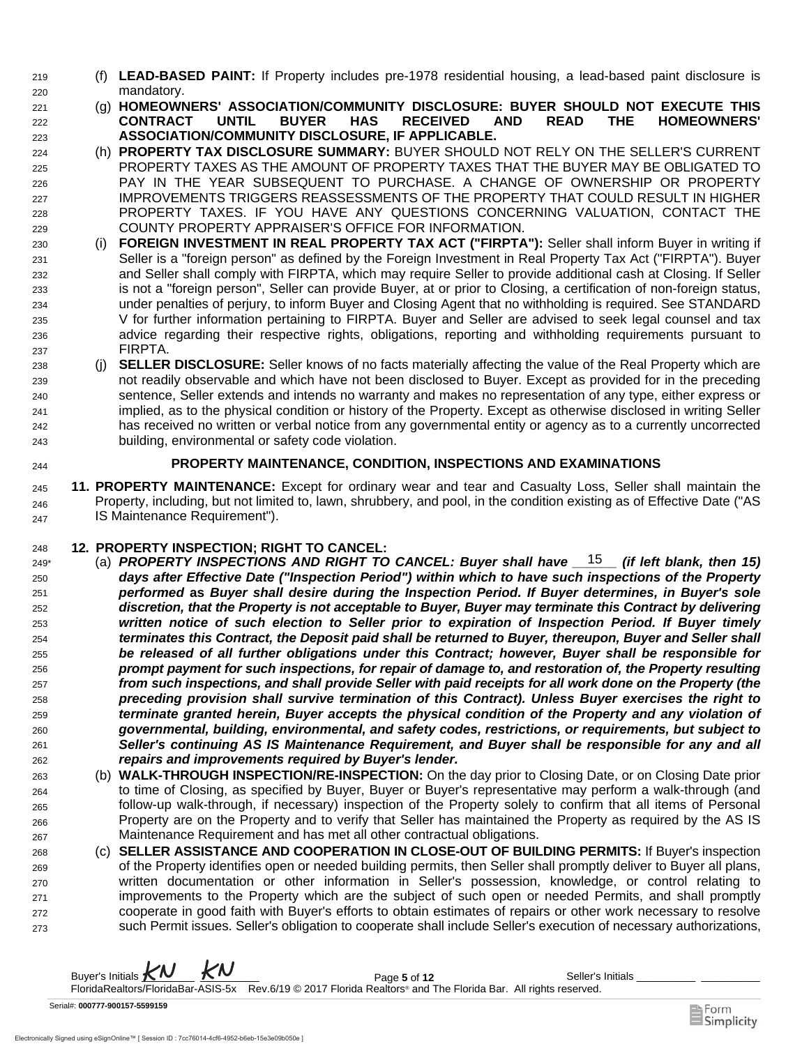(f) **LEAD-BASED PAINT:** If Property includes pre-1978 residential housing, a lead-based paint disclosure is mandatory.

(g) **HOMEOWNERS' ASSOCIATION/COMMUNITY DISCLOSURE: BUYER SHOULD NOT EXECUTE THIS CONTRACT UNTIL BUYER HAS RECEIVED AND READ THE HOMEOWNERS' ASSOCIATION/COMMUNITY DISCLOSURE, IF APPLICABLE.**

(h) **PROPERTY TAX DISCLOSURE SUMMARY:** BUYER SHOULD NOT RELY ON THE SELLER'S CURRENT PROPERTY TAXES AS THE AMOUNT OF PROPERTY TAXES THAT THE BUYER MAY BE OBLIGATED TO PAY IN THE YEAR SUBSEQUENT TO PURCHASE. A CHANGE OF OWNERSHIP OR PROPERTY IMPROVEMENTS TRIGGERS REASSESSMENTS OF THE PROPERTY THAT COULD RESULT IN HIGHER PROPERTY TAXES. IF YOU HAVE ANY QUESTIONS CONCERNING VALUATION, CONTACT THE COUNTY PROPERTY APPRAISER'S OFFICE FOR INFORMATION.

(i) **FOREIGN INVESTMENT IN REAL PROPERTY TAX ACT ("FIRPTA"):** Seller shall inform Buyer in writing if Seller is a "foreign person" as defined by the Foreign Investment in Real Property Tax Act ("FIRPTA"). Buyer and Seller shall comply with FIRPTA, which may require Seller to provide additional cash at Closing. If Seller is not a "foreign person", Seller can provide Buyer, at or prior to Closing, a certification of non-foreign status, under penalties of perjury, to inform Buyer and Closing Agent that no withholding is required. See STANDARD V for further information pertaining to FIRPTA. Buyer and Seller are advised to seek legal counsel and tax advice regarding their respective rights, obligations, reporting and withholding requirements pursuant to FIRPTA.

(j) **SELLER DISCLOSURE:** Seller knows of no facts materially affecting the value of the Real Property which are not readily observable and which have not been disclosed to Buyer. Except as provided for in the preceding sentence, Seller extends and intends no warranty and makes no representation of any type, either express or implied, as to the physical condition or history of the Property. Except as otherwise disclosed in writing Seller has received no written or verbal notice from any governmental entity or agency as to a currently uncorrected building, environmental or safety code violation.

## PROPERTY MAINTENANCE, CONDITION, INSPECTIONS AND EXAMINATIONS

**11. PROPERTY MAINTENANCE:** Except for ordinary wear and tear and Casualty Loss, Seller shall maintain the Property, including, but not limited to, lawn, shrubbery, and pool, in the condition existing as of Effective Date ("AS IS Maintenance Requirement").

**12. PROPERTY INSPECTION; RIGHT TO CANCEL:**

(a) ***PROPERTY INSPECTIONS AND RIGHT TO CANCEL: Buyer shall have 15 (if left blank, then 15) days after Effective Date ("Inspection Period") within which to have such inspections of the Property performed as Buyer shall desire during the Inspection Period. If Buyer determines, in Buyer's sole discretion, that the Property is not acceptable to Buyer, Buyer may terminate this Contract by delivering written notice of such election to Seller prior to expiration of Inspection Period. If Buyer timely terminates this Contract, the Deposit paid shall be returned to Buyer, thereupon, Buyer and Seller shall be released of all further obligations under this Contract; however, Buyer shall be responsible for prompt payment for such inspections, for repair of damage to, and restoration of, the Property resulting from such inspections, and shall provide Seller with paid receipts for all work done on the Property (the preceding provision shall survive termination of this Contract). Unless Buyer exercises the right to terminate granted herein, Buyer accepts the physical condition of the Property and any violation of governmental, building, environmental, and safety codes, restrictions, or requirements, but subject to Seller's continuing AS IS Maintenance Requirement, and Buyer shall be responsible for any and all repairs and improvements required by Buyer's lender.***

(b) **WALK-THROUGH INSPECTION/RE-INSPECTION:** On the day prior to Closing Date, or on Closing Date prior to time of Closing, as specified by Buyer, Buyer or Buyer's representative may perform a walk-through (and follow-up walk-through, if necessary) inspection of the Property solely to confirm that all items of Personal Property are on the Property and to verify that Seller has maintained the Property as required by the AS IS Maintenance Requirement and has met all other contractual obligations.

(c) **SELLER ASSISTANCE AND COOPERATION IN CLOSE-OUT OF BUILDING PERMITS:** If Buyer's inspection of the Property identifies open or needed building permits, then Seller shall promptly deliver to Buyer all plans, written documentation or other information in Seller's possession, knowledge, or control relating to improvements to the Property which are the subject of such open or needed Permits, and shall promptly cooperate in good faith with Buyer's efforts to obtain estimates of repairs or other work necessary to resolve such Permit issues. Seller's obligation to cooperate shall include Seller's execution of necessary authorizations,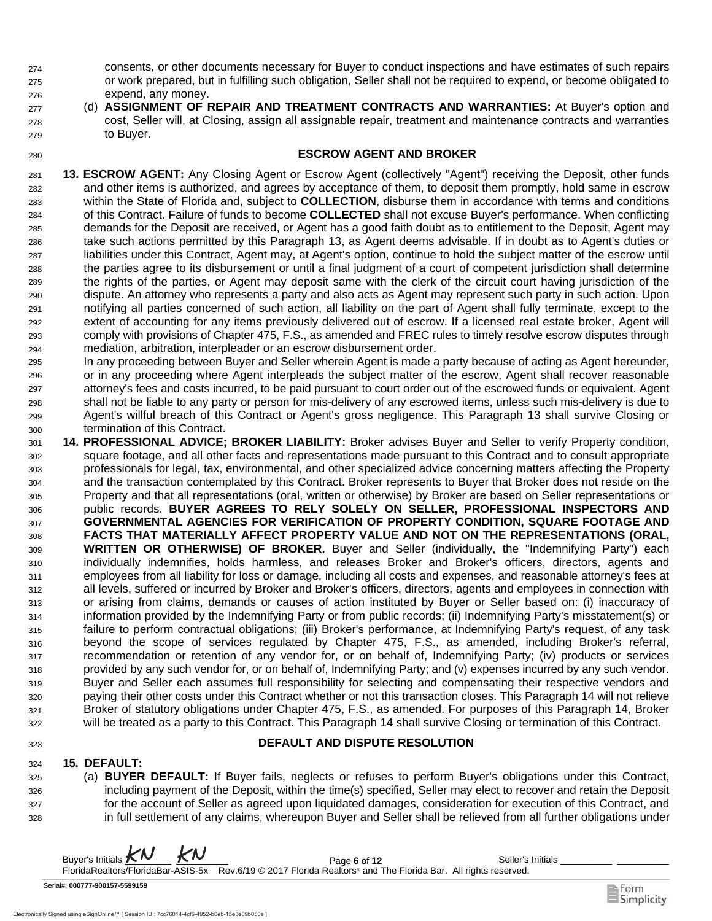consents, or other documents necessary for Buyer to conduct inspections and have estimates of such repairs or work prepared, but in fulfilling such obligation, Seller shall not be required to expend, or become obligated to expend, any money.

(d) **ASSIGNMENT OF REPAIR AND TREATMENT CONTRACTS AND WARRANTIES:** At Buyer's option and cost, Seller will, at Closing, assign all assignable repair, treatment and maintenance contracts and warranties to Buyer.

## ESCROW AGENT AND BROKER

**13. ESCROW AGENT:** Any Closing Agent or Escrow Agent (collectively "Agent") receiving the Deposit, other funds and other items is authorized, and agrees by acceptance of them, to deposit them promptly, hold same in escrow within the State of Florida and, subject to **COLLECTION**, disburse them in accordance with terms and conditions of this Contract. Failure of funds to become **COLLECTED** shall not excuse Buyer's performance. When conflicting demands for the Deposit are received, or Agent has a good faith doubt as to entitlement to the Deposit, Agent may take such actions permitted by this Paragraph 13, as Agent deems advisable. If in doubt as to Agent's duties or liabilities under this Contract, Agent may, at Agent's option, continue to hold the subject matter of the escrow until the parties agree to its disbursement or until a final judgment of a court of competent jurisdiction shall determine the rights of the parties, or Agent may deposit same with the clerk of the circuit court having jurisdiction of the dispute. An attorney who represents a party and also acts as Agent may represent such party in such action. Upon notifying all parties concerned of such action, all liability on the part of Agent shall fully terminate, except to the extent of accounting for any items previously delivered out of escrow. If a licensed real estate broker, Agent will comply with provisions of Chapter 475, F.S., as amended and FREC rules to timely resolve escrow disputes through mediation, arbitration, interpleader or an escrow disbursement order.

In any proceeding between Buyer and Seller wherein Agent is made a party because of acting as Agent hereunder, or in any proceeding where Agent interpleads the subject matter of the escrow, Agent shall recover reasonable attorney's fees and costs incurred, to be paid pursuant to court order out of the escrowed funds or equivalent. Agent shall not be liable to any party or person for mis-delivery of any escrowed items, unless such mis-delivery is due to Agent's willful breach of this Contract or Agent's gross negligence. This Paragraph 13 shall survive Closing or termination of this Contract.

**14. PROFESSIONAL ADVICE; BROKER LIABILITY:** Broker advises Buyer and Seller to verify Property condition, square footage, and all other facts and representations made pursuant to this Contract and to consult appropriate professionals for legal, tax, environmental, and other specialized advice concerning matters affecting the Property and the transaction contemplated by this Contract. Broker represents to Buyer that Broker does not reside on the Property and that all representations (oral, written or otherwise) by Broker are based on Seller representations or public records. **BUYER AGREES TO RELY SOLELY ON SELLER, PROFESSIONAL INSPECTORS AND GOVERNMENTAL AGENCIES FOR VERIFICATION OF PROPERTY CONDITION, SQUARE FOOTAGE AND FACTS THAT MATERIALLY AFFECT PROPERTY VALUE AND NOT ON THE REPRESENTATIONS (ORAL, WRITTEN OR OTHERWISE) OF BROKER.** Buyer and Seller (individually, the "Indemnifying Party") each individually indemnifies, holds harmless, and releases Broker and Broker's officers, directors, agents and employees from all liability for loss or damage, including all costs and expenses, and reasonable attorney's fees at all levels, suffered or incurred by Broker and Broker's officers, directors, agents and employees in connection with or arising from claims, demands or causes of action instituted by Buyer or Seller based on: (i) inaccuracy of information provided by the Indemnifying Party or from public records; (ii) Indemnifying Party's misstatement(s) or failure to perform contractual obligations; (iii) Broker's performance, at Indemnifying Party's request, of any task beyond the scope of services regulated by Chapter 475, F.S., as amended, including Broker's referral, recommendation or retention of any vendor for, or on behalf of, Indemnifying Party; (iv) products or services provided by any such vendor for, or on behalf of, Indemnifying Party; and (v) expenses incurred by any such vendor. Buyer and Seller each assumes full responsibility for selecting and compensating their respective vendors and paying their other costs under this Contract whether or not this transaction closes. This Paragraph 14 will not relieve Broker of statutory obligations under Chapter 475, F.S., as amended. For purposes of this Paragraph 14, Broker will be treated as a party to this Contract. This Paragraph 14 shall survive Closing or termination of this Contract.

## DEFAULT AND DISPUTE RESOLUTION

**15. DEFAULT:**

(a) **BUYER DEFAULT:** If Buyer fails, neglects or refuses to perform Buyer's obligations under this Contract, including payment of the Deposit, within the time(s) specified, Seller may elect to recover and retain the Deposit for the account of Seller as agreed upon liquidated damages, consideration for execution of this Contract, and in full settlement of any claims, whereupon Buyer and Seller shall be relieved from all further obligations under

Buyer's Initials KN KN Seller's Initials ______ ______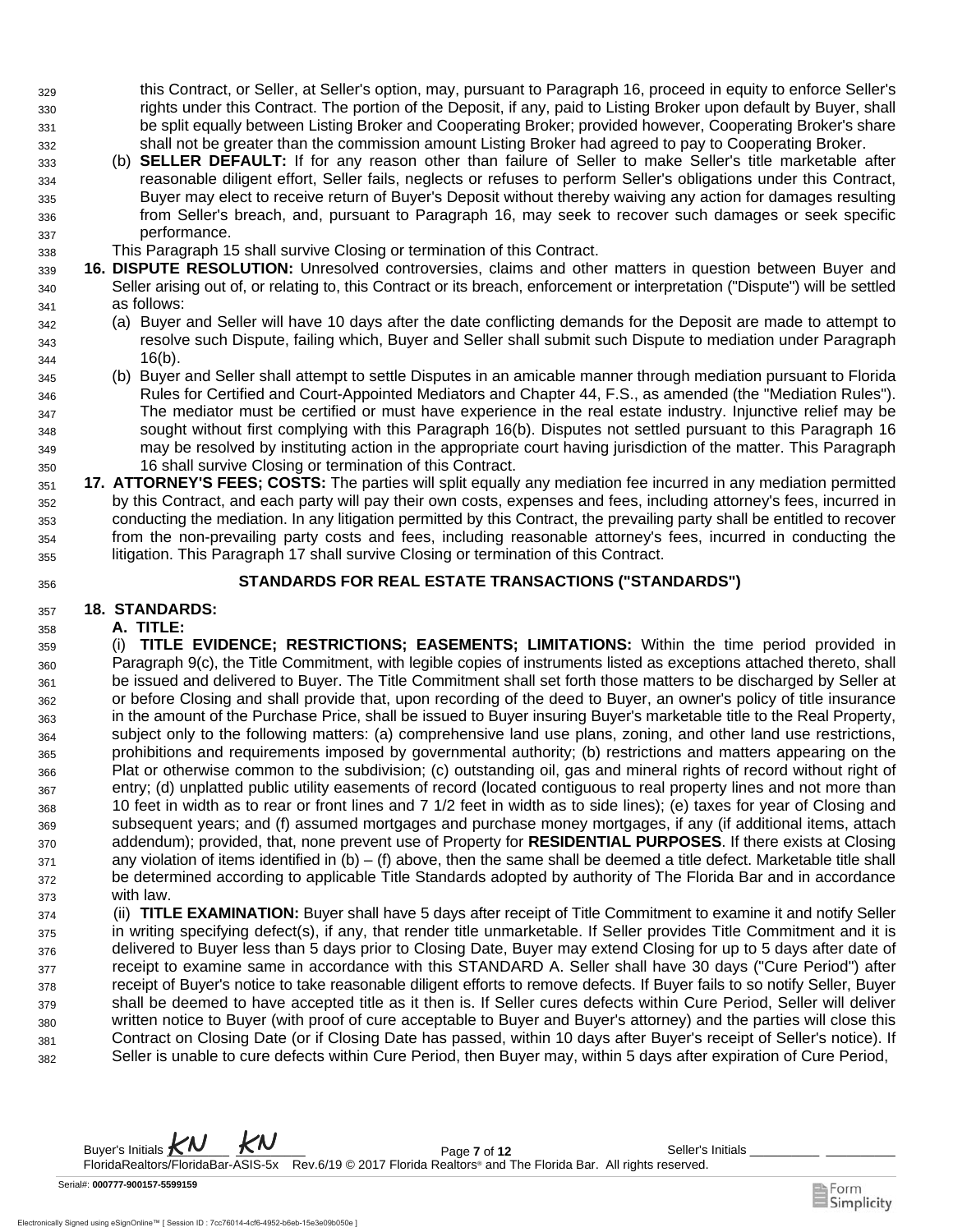this Contract, or Seller, at Seller's option, may, pursuant to Paragraph 16, proceed in equity to enforce Seller's rights under this Contract. The portion of the Deposit, if any, paid to Listing Broker upon default by Buyer, shall be split equally between Listing Broker and Cooperating Broker; provided however, Cooperating Broker's share shall not be greater than the commission amount Listing Broker had agreed to pay to Cooperating Broker.

(b) **SELLER DEFAULT:** If for any reason other than failure of Seller to make Seller's title marketable after reasonable diligent effort, Seller fails, neglects or refuses to perform Seller's obligations under this Contract, Buyer may elect to receive return of Buyer's Deposit without thereby waiving any action for damages resulting from Seller's breach, and, pursuant to Paragraph 16, may seek to recover such damages or seek specific performance.

This Paragraph 15 shall survive Closing or termination of this Contract.

**16. DISPUTE RESOLUTION:** Unresolved controversies, claims and other matters in question between Buyer and Seller arising out of, or relating to, this Contract or its breach, enforcement or interpretation ("Dispute") will be settled as follows:

(a) Buyer and Seller will have 10 days after the date conflicting demands for the Deposit are made to attempt to resolve such Dispute, failing which, Buyer and Seller shall submit such Dispute to mediation under Paragraph 16(b).

(b) Buyer and Seller shall attempt to settle Disputes in an amicable manner through mediation pursuant to Florida Rules for Certified and Court-Appointed Mediators and Chapter 44, F.S., as amended (the "Mediation Rules"). The mediator must be certified or must have experience in the real estate industry. Injunctive relief may be sought without first complying with this Paragraph 16(b). Disputes not settled pursuant to this Paragraph 16 may be resolved by instituting action in the appropriate court having jurisdiction of the matter. This Paragraph 16 shall survive Closing or termination of this Contract.

**17. ATTORNEY'S FEES; COSTS:** The parties will split equally any mediation fee incurred in any mediation permitted by this Contract, and each party will pay their own costs, expenses and fees, including attorney's fees, incurred in conducting the mediation. In any litigation permitted by this Contract, the prevailing party shall be entitled to recover from the non-prevailing party costs and fees, including reasonable attorney's fees, incurred in conducting the litigation. This Paragraph 17 shall survive Closing or termination of this Contract.

## STANDARDS FOR REAL ESTATE TRANSACTIONS ("STANDARDS")

**18. STANDARDS:**

**A. TITLE:**

(i) **TITLE EVIDENCE; RESTRICTIONS; EASEMENTS; LIMITATIONS:** Within the time period provided in Paragraph 9(c), the Title Commitment, with legible copies of instruments listed as exceptions attached thereto, shall be issued and delivered to Buyer. The Title Commitment shall set forth those matters to be discharged by Seller at or before Closing and shall provide that, upon recording of the deed to Buyer, an owner's policy of title insurance in the amount of the Purchase Price, shall be issued to Buyer insuring Buyer's marketable title to the Real Property, subject only to the following matters: (a) comprehensive land use plans, zoning, and other land use restrictions, prohibitions and requirements imposed by governmental authority; (b) restrictions and matters appearing on the Plat or otherwise common to the subdivision; (c) outstanding oil, gas and mineral rights of record without right of entry; (d) unplatted public utility easements of record (located contiguous to real property lines and not more than 10 feet in width as to rear or front lines and 7 1/2 feet in width as to side lines); (e) taxes for year of Closing and subsequent years; and (f) assumed mortgages and purchase money mortgages, if any (if additional items, attach addendum); provided, that, none prevent use of Property for **RESIDENTIAL PURPOSES**. If there exists at Closing any violation of items identified in (b) – (f) above, then the same shall be deemed a title defect. Marketable title shall be determined according to applicable Title Standards adopted by authority of The Florida Bar and in accordance with law.

(ii) **TITLE EXAMINATION:** Buyer shall have 5 days after receipt of Title Commitment to examine it and notify Seller in writing specifying defect(s), if any, that render title unmarketable. If Seller provides Title Commitment and it is delivered to Buyer less than 5 days prior to Closing Date, Buyer may extend Closing for up to 5 days after date of receipt to examine same in accordance with this STANDARD A. Seller shall have 30 days ("Cure Period") after receipt of Buyer's notice to take reasonable diligent efforts to remove defects. If Buyer fails to so notify Seller, Buyer shall be deemed to have accepted title as it then is. If Seller cures defects within Cure Period, Seller will deliver written notice to Buyer (with proof of cure acceptable to Buyer and Buyer's attorney) and the parties will close this Contract on Closing Date (or if Closing Date has passed, within 10 days after Buyer's receipt of Seller's notice). If Seller is unable to cure defects within Cure Period, then Buyer may, within 5 days after expiration of Cure Period,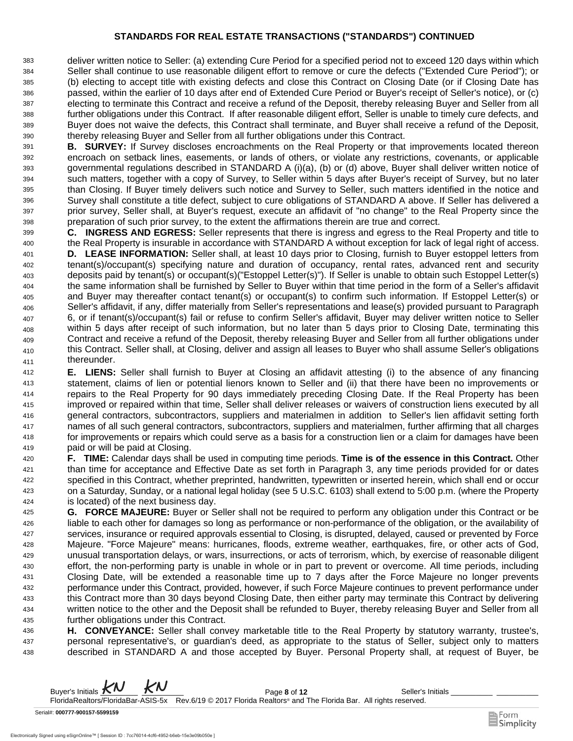## STANDARDS FOR REAL ESTATE TRANSACTIONS ("STANDARDS") CONTINUED

deliver written notice to Seller: (a) extending Cure Period for a specified period not to exceed 120 days within which Seller shall continue to use reasonable diligent effort to remove or cure the defects ("Extended Cure Period"); or (b) electing to accept title with existing defects and close this Contract on Closing Date (or if Closing Date has passed, within the earlier of 10 days after end of Extended Cure Period or Buyer's receipt of Seller's notice), or (c) electing to terminate this Contract and receive a refund of the Deposit, thereby releasing Buyer and Seller from all further obligations under this Contract. If after reasonable diligent effort, Seller is unable to timely cure defects, and Buyer does not waive the defects, this Contract shall terminate, and Buyer shall receive a refund of the Deposit, thereby releasing Buyer and Seller from all further obligations under this Contract.

**B. SURVEY:** If Survey discloses encroachments on the Real Property or that improvements located thereon encroach on setback lines, easements, or lands of others, or violate any restrictions, covenants, or applicable governmental regulations described in STANDARD A (i)(a), (b) or (d) above, Buyer shall deliver written notice of such matters, together with a copy of Survey, to Seller within 5 days after Buyer's receipt of Survey, but no later than Closing. If Buyer timely delivers such notice and Survey to Seller, such matters identified in the notice and Survey shall constitute a title defect, subject to cure obligations of STANDARD A above. If Seller has delivered a prior survey, Seller shall, at Buyer's request, execute an affidavit of "no change" to the Real Property since the preparation of such prior survey, to the extent the affirmations therein are true and correct.

**C. INGRESS AND EGRESS:** Seller represents that there is ingress and egress to the Real Property and title to the Real Property is insurable in accordance with STANDARD A without exception for lack of legal right of access.

**D. LEASE INFORMATION:** Seller shall, at least 10 days prior to Closing, furnish to Buyer estoppel letters from tenant(s)/occupant(s) specifying nature and duration of occupancy, rental rates, advanced rent and security deposits paid by tenant(s) or occupant(s)("Estoppel Letter(s)"). If Seller is unable to obtain such Estoppel Letter(s) the same information shall be furnished by Seller to Buyer within that time period in the form of a Seller's affidavit and Buyer may thereafter contact tenant(s) or occupant(s) to confirm such information. If Estoppel Letter(s) or Seller's affidavit, if any, differ materially from Seller's representations and lease(s) provided pursuant to Paragraph 6, or if tenant(s)/occupant(s) fail or refuse to confirm Seller's affidavit, Buyer may deliver written notice to Seller within 5 days after receipt of such information, but no later than 5 days prior to Closing Date, terminating this Contract and receive a refund of the Deposit, thereby releasing Buyer and Seller from all further obligations under this Contract. Seller shall, at Closing, deliver and assign all leases to Buyer who shall assume Seller's obligations thereunder.

**E. LIENS:** Seller shall furnish to Buyer at Closing an affidavit attesting (i) to the absence of any financing statement, claims of lien or potential lienors known to Seller and (ii) that there have been no improvements or repairs to the Real Property for 90 days immediately preceding Closing Date. If the Real Property has been improved or repaired within that time, Seller shall deliver releases or waivers of construction liens executed by all general contractors, subcontractors, suppliers and materialmen in addition to Seller's lien affidavit setting forth names of all such general contractors, subcontractors, suppliers and materialmen, further affirming that all charges for improvements or repairs which could serve as a basis for a construction lien or a claim for damages have been paid or will be paid at Closing.

**F. TIME:** Calendar days shall be used in computing time periods. **Time is of the essence in this Contract.** Other than time for acceptance and Effective Date as set forth in Paragraph 3, any time periods provided for or dates specified in this Contract, whether preprinted, handwritten, typewritten or inserted herein, which shall end or occur on a Saturday, Sunday, or a national legal holiday (see 5 U.S.C. 6103) shall extend to 5:00 p.m. (where the Property is located) of the next business day.

**G. FORCE MAJEURE:** Buyer or Seller shall not be required to perform any obligation under this Contract or be liable to each other for damages so long as performance or non-performance of the obligation, or the availability of services, insurance or required approvals essential to Closing, is disrupted, delayed, caused or prevented by Force Majeure. "Force Majeure" means: hurricanes, floods, extreme weather, earthquakes, fire, or other acts of God, unusual transportation delays, or wars, insurrections, or acts of terrorism, which, by exercise of reasonable diligent effort, the non-performing party is unable in whole or in part to prevent or overcome. All time periods, including Closing Date, will be extended a reasonable time up to 7 days after the Force Majeure no longer prevents performance under this Contract, provided, however, if such Force Majeure continues to prevent performance under this Contract more than 30 days beyond Closing Date, then either party may terminate this Contract by delivering written notice to the other and the Deposit shall be refunded to Buyer, thereby releasing Buyer and Seller from all further obligations under this Contract.

**H. CONVEYANCE:** Seller shall convey marketable title to the Real Property by statutory warranty, trustee's, personal representative's, or guardian's deed, as appropriate to the status of Seller, subject only to matters described in STANDARD A and those accepted by Buyer. Personal Property shall, at request of Buyer, be

Buyer's Initials KN KN Seller's Initials _______ _______

FloridaRealtors/FloridaBar-ASIS-5x Rev.6/19 © 2017 Florida Realtors® and The Florida Bar. All rights reserved.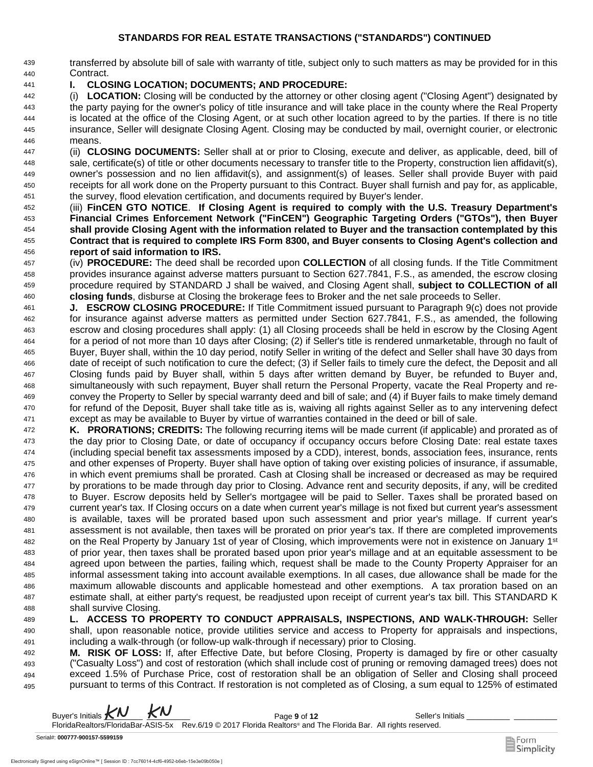## STANDARDS FOR REAL ESTATE TRANSACTIONS ("STANDARDS") CONTINUED

transferred by absolute bill of sale with warranty of title, subject only to such matters as may be provided for in this Contract.

**I. CLOSING LOCATION; DOCUMENTS; AND PROCEDURE:**

(i) **LOCATION:** Closing will be conducted by the attorney or other closing agent ("Closing Agent") designated by the party paying for the owner's policy of title insurance and will take place in the county where the Real Property is located at the office of the Closing Agent, or at such other location agreed to by the parties. If there is no title insurance, Seller will designate Closing Agent. Closing may be conducted by mail, overnight courier, or electronic means.

(ii) **CLOSING DOCUMENTS:** Seller shall at or prior to Closing, execute and deliver, as applicable, deed, bill of sale, certificate(s) of title or other documents necessary to transfer title to the Property, construction lien affidavit(s), owner's possession and no lien affidavit(s), and assignment(s) of leases. Seller shall provide Buyer with paid receipts for all work done on the Property pursuant to this Contract. Buyer shall furnish and pay for, as applicable, the survey, flood elevation certification, and documents required by Buyer's lender.

(iii) **FinCEN GTO NOTICE**. **If Closing Agent is required to comply with the U.S. Treasury Department's Financial Crimes Enforcement Network ("FinCEN") Geographic Targeting Orders ("GTOs"), then Buyer shall provide Closing Agent with the information related to Buyer and the transaction contemplated by this Contract that is required to complete IRS Form 8300, and Buyer consents to Closing Agent's collection and report of said information to IRS.**

(iv) **PROCEDURE:** The deed shall be recorded upon **COLLECTION** of all closing funds. If the Title Commitment provides insurance against adverse matters pursuant to Section 627.7841, F.S., as amended, the escrow closing procedure required by STANDARD J shall be waived, and Closing Agent shall, **subject to COLLECTION of all closing funds**, disburse at Closing the brokerage fees to Broker and the net sale proceeds to Seller.

**J. ESCROW CLOSING PROCEDURE:** If Title Commitment issued pursuant to Paragraph 9(c) does not provide for insurance against adverse matters as permitted under Section 627.7841, F.S., as amended, the following escrow and closing procedures shall apply: (1) all Closing proceeds shall be held in escrow by the Closing Agent for a period of not more than 10 days after Closing; (2) if Seller's title is rendered unmarketable, through no fault of Buyer, Buyer shall, within the 10 day period, notify Seller in writing of the defect and Seller shall have 30 days from date of receipt of such notification to cure the defect; (3) if Seller fails to timely cure the defect, the Deposit and all Closing funds paid by Buyer shall, within 5 days after written demand by Buyer, be refunded to Buyer and, simultaneously with such repayment, Buyer shall return the Personal Property, vacate the Real Property and re-convey the Property to Seller by special warranty deed and bill of sale; and (4) if Buyer fails to make timely demand for refund of the Deposit, Buyer shall take title as is, waiving all rights against Seller as to any intervening defect except as may be available to Buyer by virtue of warranties contained in the deed or bill of sale.

**K. PRORATIONS; CREDITS:** The following recurring items will be made current (if applicable) and prorated as of the day prior to Closing Date, or date of occupancy if occupancy occurs before Closing Date: real estate taxes (including special benefit tax assessments imposed by a CDD), interest, bonds, association fees, insurance, rents and other expenses of Property. Buyer shall have option of taking over existing policies of insurance, if assumable, in which event premiums shall be prorated. Cash at Closing shall be increased or decreased as may be required by prorations to be made through day prior to Closing. Advance rent and security deposits, if any, will be credited to Buyer. Escrow deposits held by Seller's mortgagee will be paid to Seller. Taxes shall be prorated based on current year's tax. If Closing occurs on a date when current year's millage is not fixed but current year's assessment is available, taxes will be prorated based upon such assessment and prior year's millage. If current year's assessment is not available, then taxes will be prorated on prior year's tax. If there are completed improvements on the Real Property by January 1st of year of Closing, which improvements were not in existence on January 1st of prior year, then taxes shall be prorated based upon prior year's millage and at an equitable assessment to be agreed upon between the parties, failing which, request shall be made to the County Property Appraiser for an informal assessment taking into account available exemptions. In all cases, due allowance shall be made for the maximum allowable discounts and applicable homestead and other exemptions. A tax proration based on an estimate shall, at either party's request, be readjusted upon receipt of current year's tax bill. This STANDARD K shall survive Closing.

**L. ACCESS TO PROPERTY TO CONDUCT APPRAISALS, INSPECTIONS, AND WALK-THROUGH:** Seller shall, upon reasonable notice, provide utilities service and access to Property for appraisals and inspections, including a walk-through (or follow-up walk-through if necessary) prior to Closing.

**M. RISK OF LOSS:** If, after Effective Date, but before Closing, Property is damaged by fire or other casualty ("Casualty Loss") and cost of restoration (which shall include cost of pruning or removing damaged trees) does not exceed 1.5% of Purchase Price, cost of restoration shall be an obligation of Seller and Closing shall proceed pursuant to terms of this Contract. If restoration is not completed as of Closing, a sum equal to 125% of estimated

Buyer's Initials KN KN    Seller's Initials ________ ________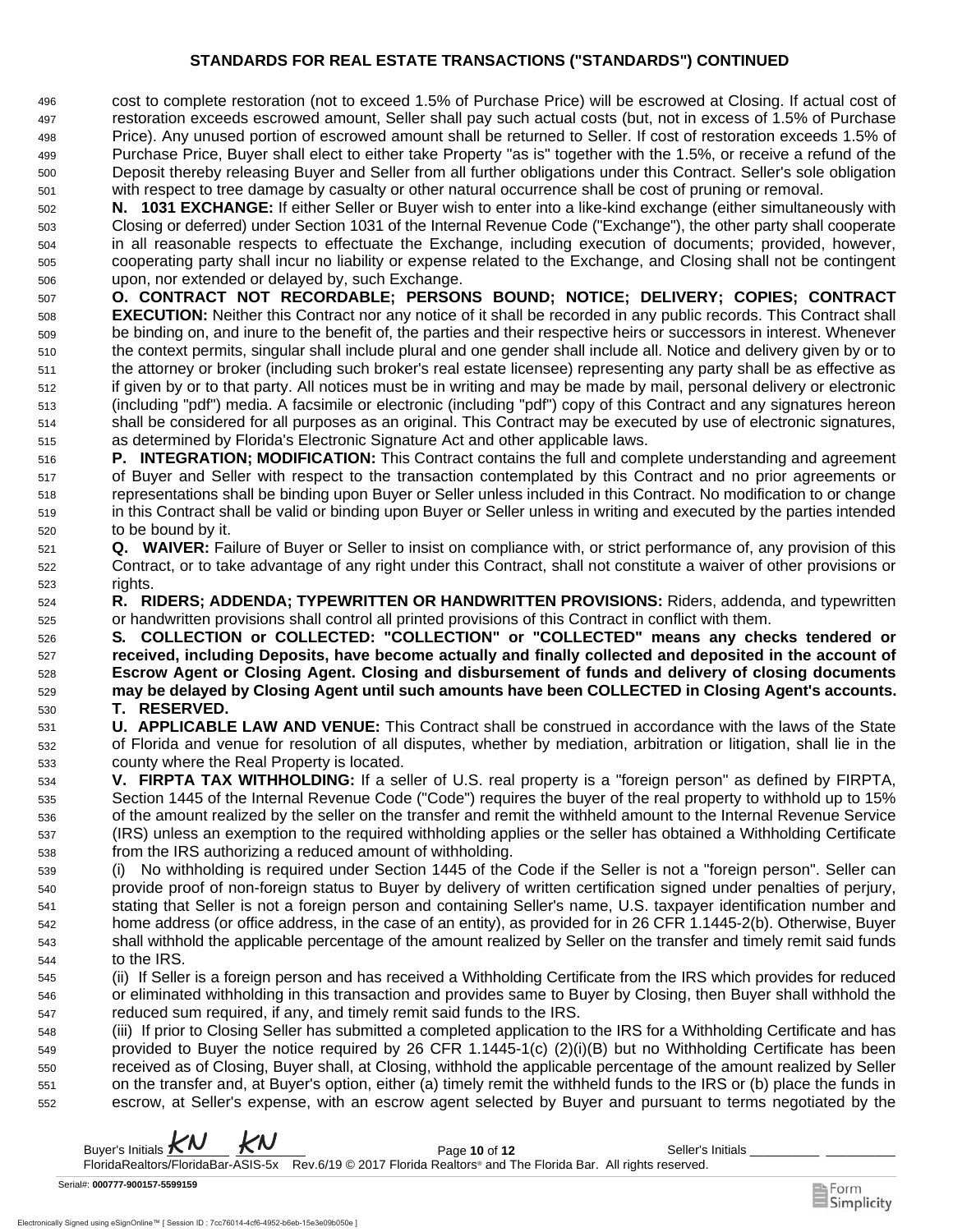## STANDARDS FOR REAL ESTATE TRANSACTIONS ("STANDARDS") CONTINUED

cost to complete restoration (not to exceed 1.5% of Purchase Price) will be escrowed at Closing. If actual cost of restoration exceeds escrowed amount, Seller shall pay such actual costs (but, not in excess of 1.5% of Purchase Price). Any unused portion of escrowed amount shall be returned to Seller. If cost of restoration exceeds 1.5% of Purchase Price, Buyer shall elect to either take Property "as is" together with the 1.5%, or receive a refund of the Deposit thereby releasing Buyer and Seller from all further obligations under this Contract. Seller's sole obligation with respect to tree damage by casualty or other natural occurrence shall be cost of pruning or removal.

**N. 1031 EXCHANGE:** If either Seller or Buyer wish to enter into a like-kind exchange (either simultaneously with Closing or deferred) under Section 1031 of the Internal Revenue Code ("Exchange"), the other party shall cooperate in all reasonable respects to effectuate the Exchange, including execution of documents; provided, however, cooperating party shall incur no liability or expense related to the Exchange, and Closing shall not be contingent upon, nor extended or delayed by, such Exchange.

**O. CONTRACT NOT RECORDABLE; PERSONS BOUND; NOTICE; DELIVERY; COPIES; CONTRACT EXECUTION:** Neither this Contract nor any notice of it shall be recorded in any public records. This Contract shall be binding on, and inure to the benefit of, the parties and their respective heirs or successors in interest. Whenever the context permits, singular shall include plural and one gender shall include all. Notice and delivery given by or to the attorney or broker (including such broker's real estate licensee) representing any party shall be as effective as if given by or to that party. All notices must be in writing and may be made by mail, personal delivery or electronic (including "pdf") media. A facsimile or electronic (including "pdf") copy of this Contract and any signatures hereon shall be considered for all purposes as an original. This Contract may be executed by use of electronic signatures, as determined by Florida's Electronic Signature Act and other applicable laws.

**P. INTEGRATION; MODIFICATION:** This Contract contains the full and complete understanding and agreement of Buyer and Seller with respect to the transaction contemplated by this Contract and no prior agreements or representations shall be binding upon Buyer or Seller unless included in this Contract. No modification to or change in this Contract shall be valid or binding upon Buyer or Seller unless in writing and executed by the parties intended to be bound by it.

**Q. WAIVER:** Failure of Buyer or Seller to insist on compliance with, or strict performance of, any provision of this Contract, or to take advantage of any right under this Contract, shall not constitute a waiver of other provisions or rights.

**R. RIDERS; ADDENDA; TYPEWRITTEN OR HANDWRITTEN PROVISIONS:** Riders, addenda, and typewritten or handwritten provisions shall control all printed provisions of this Contract in conflict with them.

**S. COLLECTION or COLLECTED: "COLLECTION" or "COLLECTED" means any checks tendered or received, including Deposits, have become actually and finally collected and deposited in the account of Escrow Agent or Closing Agent. Closing and disbursement of funds and delivery of closing documents may be delayed by Closing Agent until such amounts have been COLLECTED in Closing Agent's accounts.**

**T. RESERVED.**

**U. APPLICABLE LAW AND VENUE:** This Contract shall be construed in accordance with the laws of the State of Florida and venue for resolution of all disputes, whether by mediation, arbitration or litigation, shall lie in the county where the Real Property is located.

**V. FIRPTA TAX WITHHOLDING:** If a seller of U.S. real property is a "foreign person" as defined by FIRPTA, Section 1445 of the Internal Revenue Code ("Code") requires the buyer of the real property to withhold up to 15% of the amount realized by the seller on the transfer and remit the withheld amount to the Internal Revenue Service (IRS) unless an exemption to the required withholding applies or the seller has obtained a Withholding Certificate from the IRS authorizing a reduced amount of withholding.

(i) No withholding is required under Section 1445 of the Code if the Seller is not a "foreign person". Seller can provide proof of non-foreign status to Buyer by delivery of written certification signed under penalties of perjury, stating that Seller is not a foreign person and containing Seller's name, U.S. taxpayer identification number and home address (or office address, in the case of an entity), as provided for in 26 CFR 1.1445-2(b). Otherwise, Buyer shall withhold the applicable percentage of the amount realized by Seller on the transfer and timely remit said funds to the IRS.

(ii) If Seller is a foreign person and has received a Withholding Certificate from the IRS which provides for reduced or eliminated withholding in this transaction and provides same to Buyer by Closing, then Buyer shall withhold the reduced sum required, if any, and timely remit said funds to the IRS.

(iii) If prior to Closing Seller has submitted a completed application to the IRS for a Withholding Certificate and has provided to Buyer the notice required by 26 CFR 1.1445-1(c) (2)(i)(B) but no Withholding Certificate has been received as of Closing, Buyer shall, at Closing, withhold the applicable percentage of the amount realized by Seller on the transfer and, at Buyer's option, either (a) timely remit the withheld funds to the IRS or (b) place the funds in escrow, at Seller's expense, with an escrow agent selected by Buyer and pursuant to terms negotiated by the

Buyer's Initials KN KN Seller's Initials ______ ______

FloridaRealtors/FloridaBar-ASIS-5x Rev.6/19 © 2017 Florida Realtors® and The Florida Bar. All rights reserved.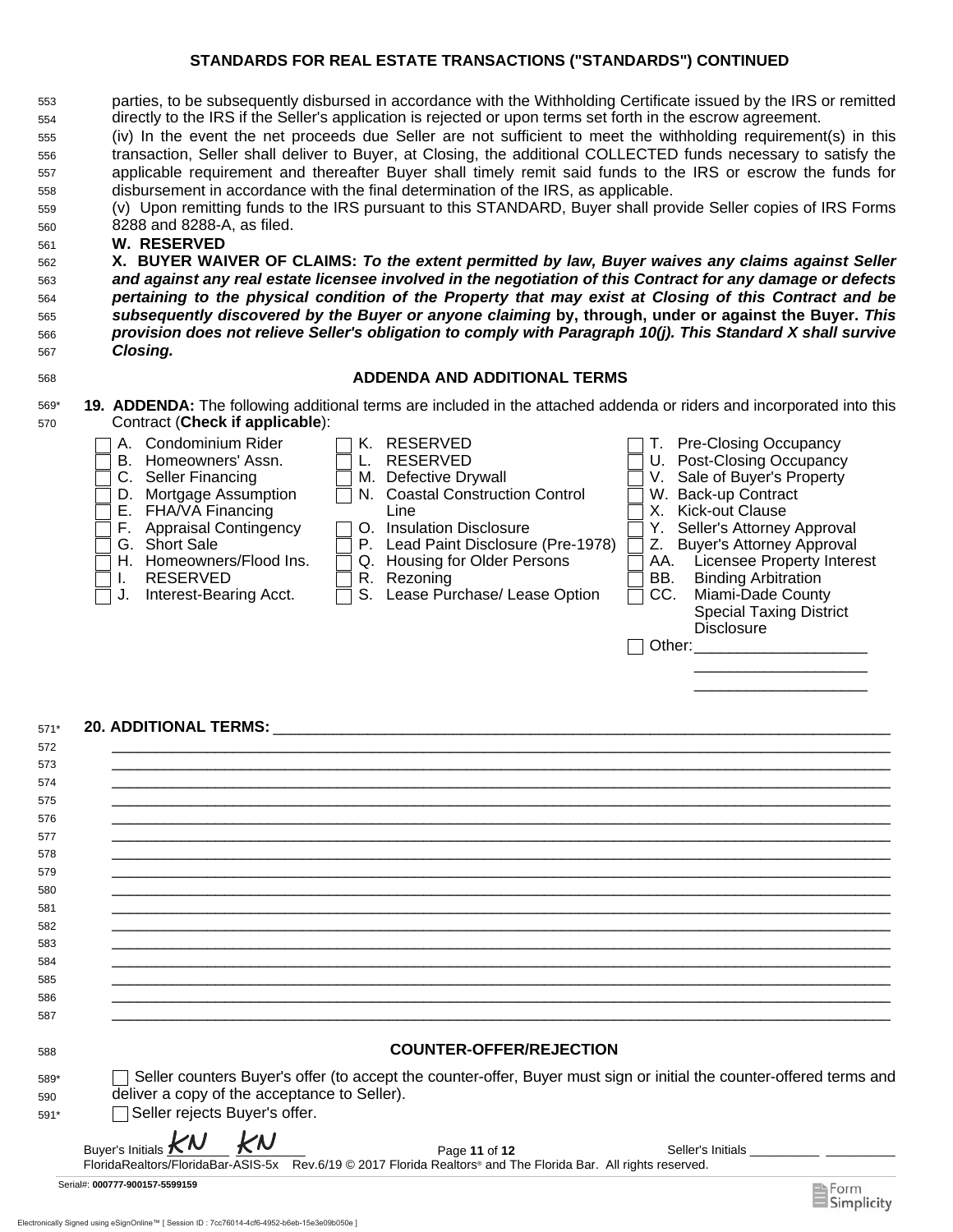## STANDARDS FOR REAL ESTATE TRANSACTIONS ("STANDARDS") CONTINUED

parties, to be subsequently disbursed in accordance with the Withholding Certificate issued by the IRS or remitted directly to the IRS if the Seller's application is rejected or upon terms set forth in the escrow agreement.

(iv) In the event the net proceeds due Seller are not sufficient to meet the withholding requirement(s) in this transaction, Seller shall deliver to Buyer, at Closing, the additional COLLECTED funds necessary to satisfy the applicable requirement and thereafter Buyer shall timely remit said funds to the IRS or escrow the funds for disbursement in accordance with the final determination of the IRS, as applicable.

(v) Upon remitting funds to the IRS pursuant to this STANDARD, Buyer shall provide Seller copies of IRS Forms 8288 and 8288-A, as filed.

**W. RESERVED**

**X. BUYER WAIVER OF CLAIMS:** ***To the extent permitted by law, Buyer waives any claims against Seller and against any real estate licensee involved in the negotiation of this Contract for any damage or defects pertaining to the physical condition of the Property that may exist at Closing of this Contract and be subsequently discovered by the Buyer or anyone claiming*** **by, through, under or against the Buyer.** ***This provision does not relieve Seller's obligation to comply with Paragraph 10(j). This Standard X shall survive Closing.***

### ADDENDA AND ADDITIONAL TERMS

**19. ADDENDA:** The following additional terms are included in the attached addenda or riders and incorporated into this Contract (**Check if applicable**):

- ☐ A. Condominium Rider
- ☐ B. Homeowners' Assn.
- ☐ C. Seller Financing
- ☐ D. Mortgage Assumption
- ☐ E. FHA/VA Financing
- ☐ F. Appraisal Contingency
- ☐ G. Short Sale
- ☐ H. Homeowners/Flood Ins.
- ☐ I. RESERVED
- ☐ J. Interest-Bearing Acct.
- ☐ K. RESERVED
- ☐ L. RESERVED
- ☐ M. Defective Drywall
- ☐ N. Coastal Construction Control Line
- ☐ O. Insulation Disclosure
- ☐ P. Lead Paint Disclosure (Pre-1978)
- ☐ Q. Housing for Older Persons
- ☐ R. Rezoning
- ☐ S. Lease Purchase/ Lease Option
- ☐ T. Pre-Closing Occupancy
- ☐ U. Post-Closing Occupancy
- ☐ V. Sale of Buyer's Property
- ☐ W. Back-up Contract
- ☐ X. Kick-out Clause
- ☐ Y. Seller's Attorney Approval
- ☐ Z. Buyer's Attorney Approval
- ☐ AA. Licensee Property Interest
- ☐ BB. Binding Arbitration
- ☐ CC. Miami-Dade County Special Taxing District Disclosure
- ☐ Other: ____________________

**20. ADDITIONAL TERMS:** ____________________________________________________________

### COUNTER-OFFER/REJECTION

☐ Seller counters Buyer's offer (to accept the counter-offer, Buyer must sign or initial the counter-offered terms and deliver a copy of the acceptance to Seller).

☐ Seller rejects Buyer's offer.

Buyer's Initials KN KN                Seller's Initials ________ ________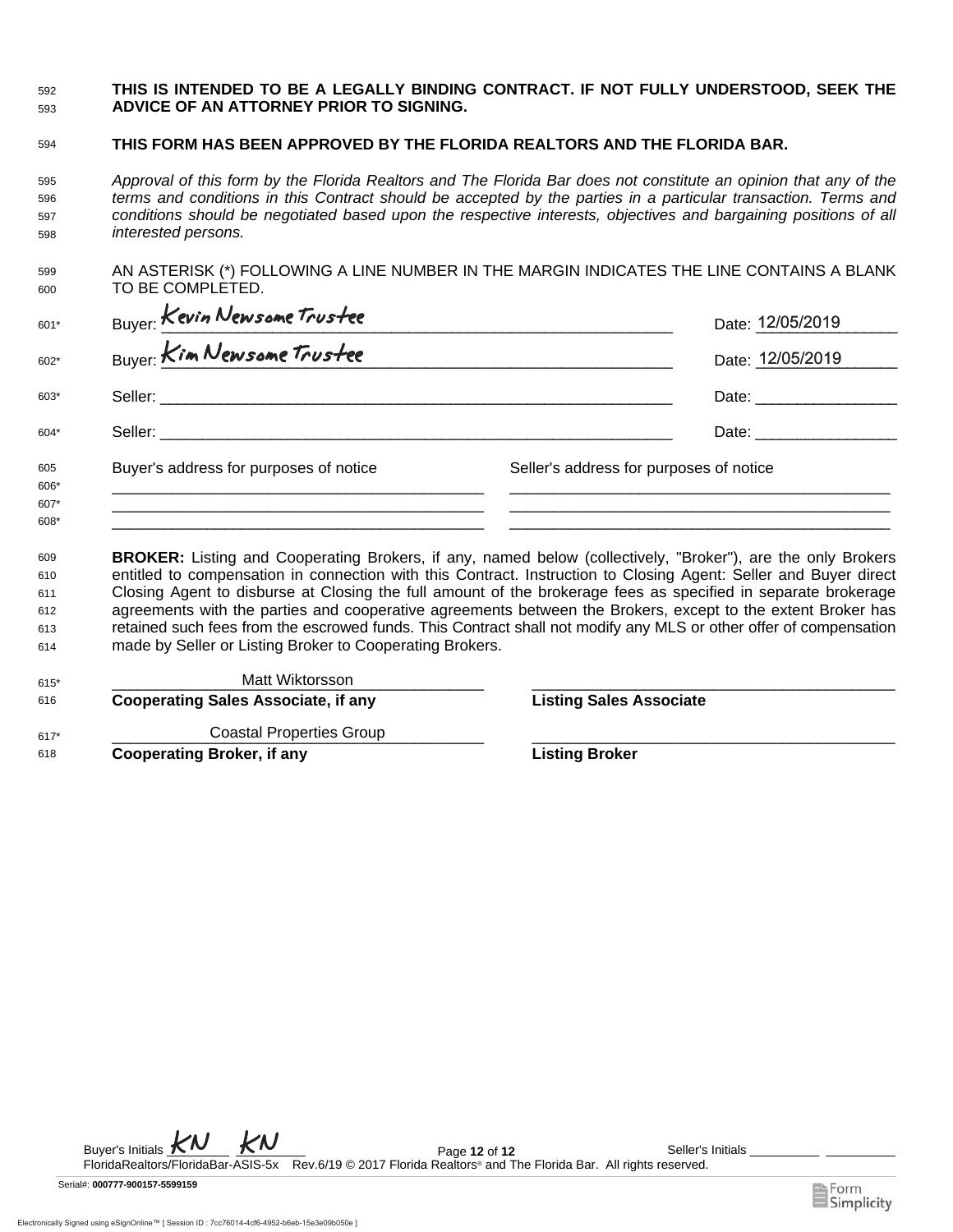**THIS IS INTENDED TO BE A LEGALLY BINDING CONTRACT. IF NOT FULLY UNDERSTOOD, SEEK THE ADVICE OF AN ATTORNEY PRIOR TO SIGNING.**

**THIS FORM HAS BEEN APPROVED BY THE FLORIDA REALTORS AND THE FLORIDA BAR.**

*Approval of this form by the Florida Realtors and The Florida Bar does not constitute an opinion that any of the terms and conditions in this Contract should be accepted by the parties in a particular transaction. Terms and conditions should be negotiated based upon the respective interests, objectives and bargaining positions of all interested persons.*

AN ASTERISK (*) FOLLOWING A LINE NUMBER IN THE MARGIN INDICATES THE LINE CONTAINS A BLANK TO BE COMPLETED.

Buyer: Kevin Newsome Trustee    Date: 12/05/2019

Buyer: Kim Newsome Trustee    Date: 12/05/2019

Seller: ______________________    Date: ______________

Seller: ______________________    Date: ______________

Buyer's address for purposes of notice
______________________
______________________
______________________

Seller's address for purposes of notice
______________________
______________________
______________________

**BROKER:** Listing and Cooperating Brokers, if any, named below (collectively, "Broker"), are the only Brokers entitled to compensation in connection with this Contract. Instruction to Closing Agent: Seller and Buyer direct Closing Agent to disburse at Closing the full amount of the brokerage fees as specified in separate brokerage agreements with the parties and cooperative agreements between the Brokers, except to the extent Broker has retained such fees from the escrowed funds. This Contract shall not modify any MLS or other offer of compensation made by Seller or Listing Broker to Cooperating Brokers.

Matt Wiktorsson
**Cooperating Sales Associate, if any**

______________________
**Listing Sales Associate**

Coastal Properties Group
**Cooperating Broker, if any**

______________________
**Listing Broker**

Buyer's Initials KN KN    Seller's Initials ______ ______

FloridaRealtors/FloridaBar-ASIS-5x Rev.6/19 © 2017 Florida Realtors® and The Florida Bar. All rights reserved.

Serial#: 000777-900157-5599159

Electronically Signed using eSignOnline™ [ Session ID : 7cc76014-4cf6-4952-b6eb-15e3e09b050e ]